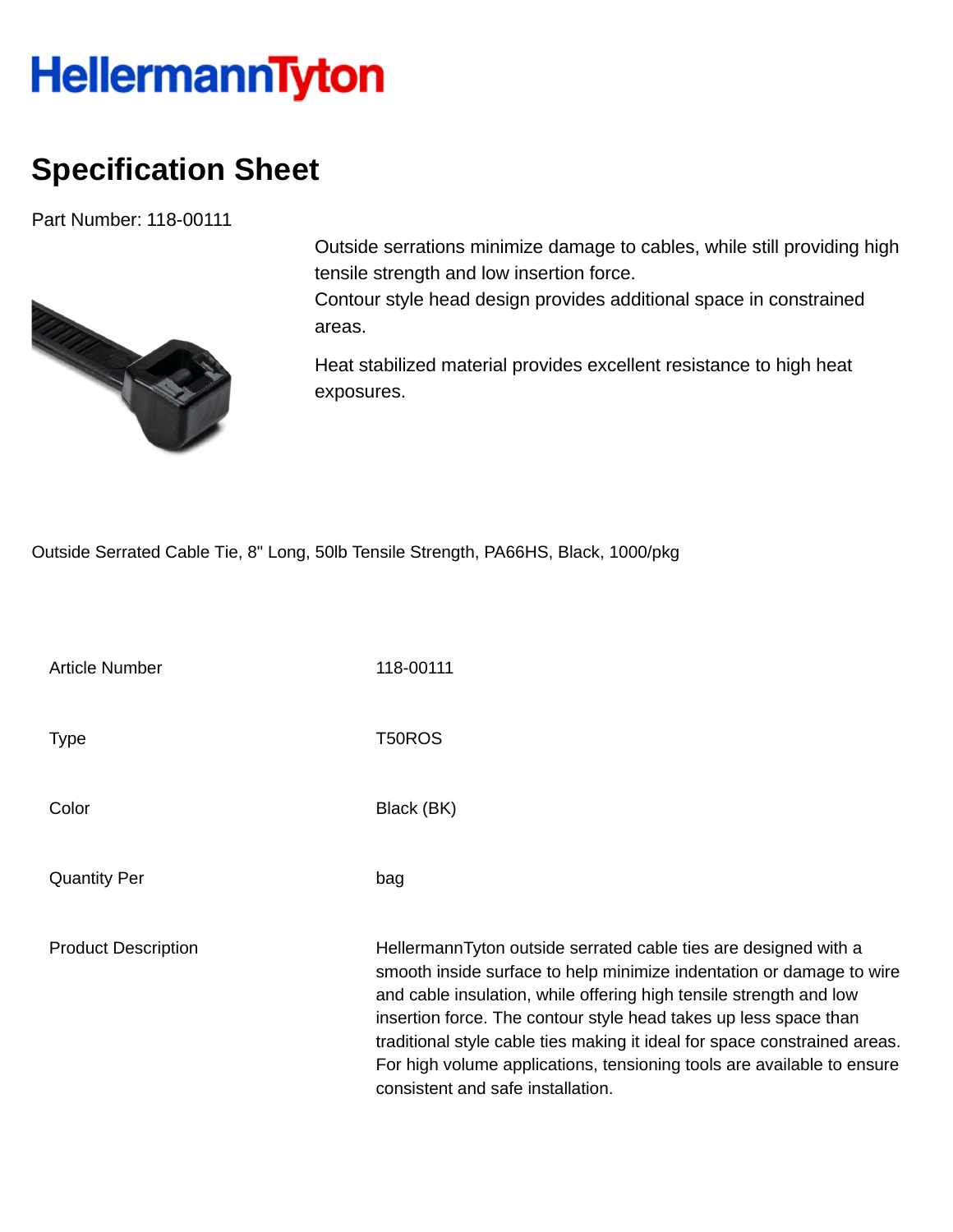HellermannTyton

# Specification Sheet

Part Number: 118-00111

Outside serrations minimize damage to cables, while still providing high tensile strength and low insertion force.
Contour style head design provides additional space in constrained areas.

Heat stabilized material provides excellent resistance to high heat exposures.

Outside Serrated Cable Tie, 8" Long, 50lb Tensile Strength, PA66HS, Black, 1000/pkg

| | |
|---|---|
| Article Number | 118-00111 |
| Type | T50ROS |
| Color | Black (BK) |
| Quantity Per | bag |
| Product Description | HellermannTyton outside serrated cable ties are designed with a smooth inside surface to help minimize indentation or damage to wire and cable insulation, while offering high tensile strength and low insertion force. The contour style head takes up less space than traditional style cable ties making it ideal for space constrained areas. For high volume applications, tensioning tools are available to ensure consistent and safe installation. |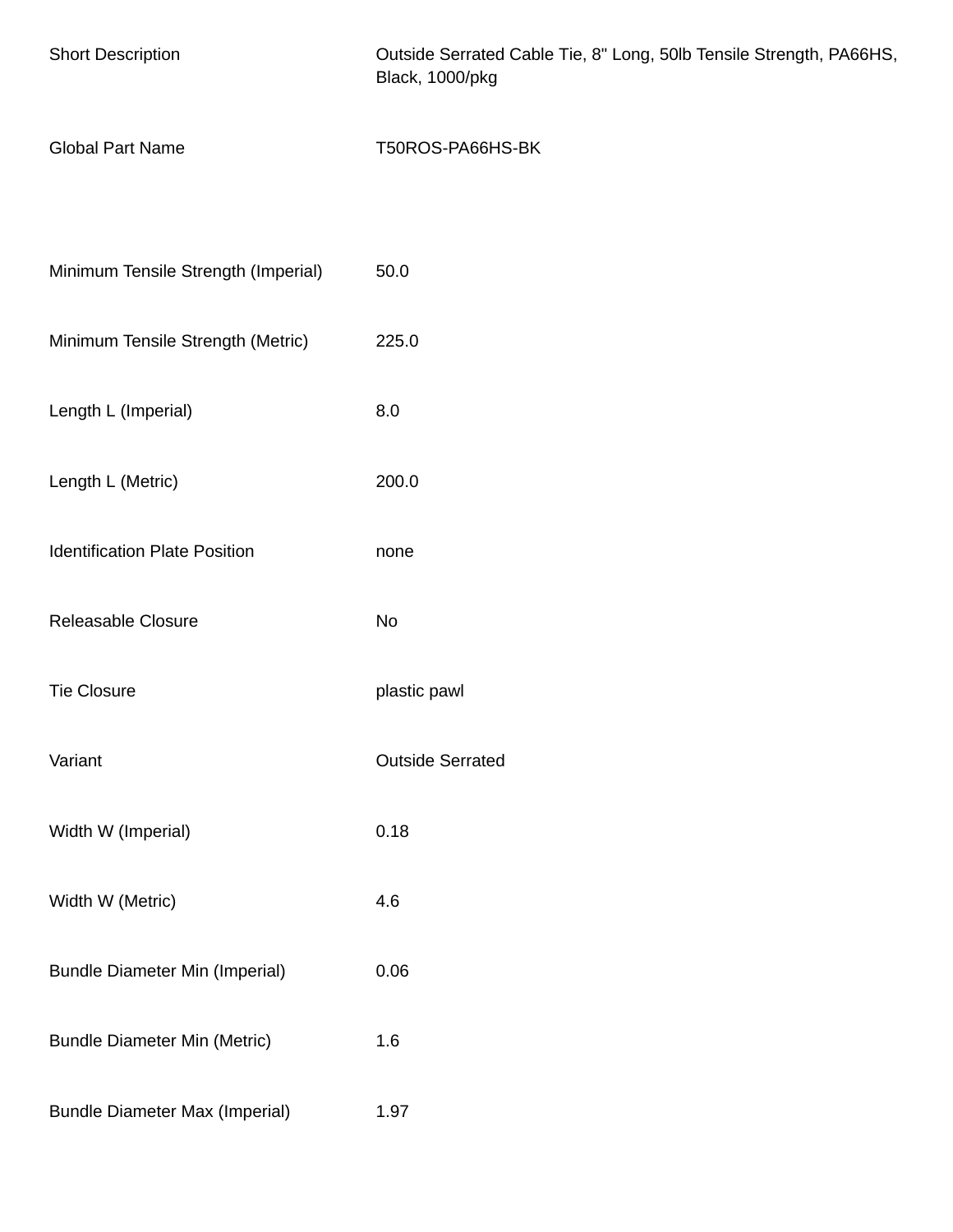| | |
|---|---|
| Short Description | Outside Serrated Cable Tie, 8" Long, 50lb Tensile Strength, PA66HS, Black, 1000/pkg |
| Global Part Name | T50ROS-PA66HS-BK |
| Minimum Tensile Strength (Imperial) | 50.0 |
| Minimum Tensile Strength (Metric) | 225.0 |
| Length L (Imperial) | 8.0 |
| Length L (Metric) | 200.0 |
| Identification Plate Position | none |
| Releasable Closure | No |
| Tie Closure | plastic pawl |
| Variant | Outside Serrated |
| Width W (Imperial) | 0.18 |
| Width W (Metric) | 4.6 |
| Bundle Diameter Min (Imperial) | 0.06 |
| Bundle Diameter Min (Metric) | 1.6 |
| Bundle Diameter Max (Imperial) | 1.97 |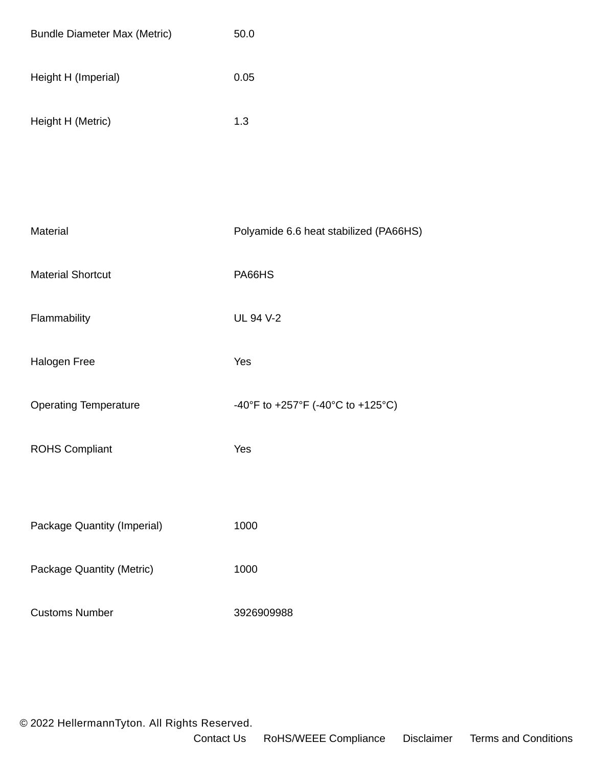| | |
|---|---|
| Bundle Diameter Max (Metric) | 50.0 |
| Height H (Imperial) | 0.05 |
| Height H (Metric) | 1.3 |

| | |
|---|---|
| Material | Polyamide 6.6 heat stabilized (PA66HS) |
| Material Shortcut | PA66HS |
| Flammability | UL 94 V-2 |
| Halogen Free | Yes |
| Operating Temperature | -40°F to +257°F (-40°C to +125°C) |
| ROHS Compliant | Yes |

| | |
|---|---|
| Package Quantity (Imperial) | 1000 |
| Package Quantity (Metric) | 1000 |
| Customs Number | 3926909988 |

© 2022 HellermannTyton. All Rights Reserved.

Contact Us RoHS/WEEE Compliance Disclaimer Terms and Conditions